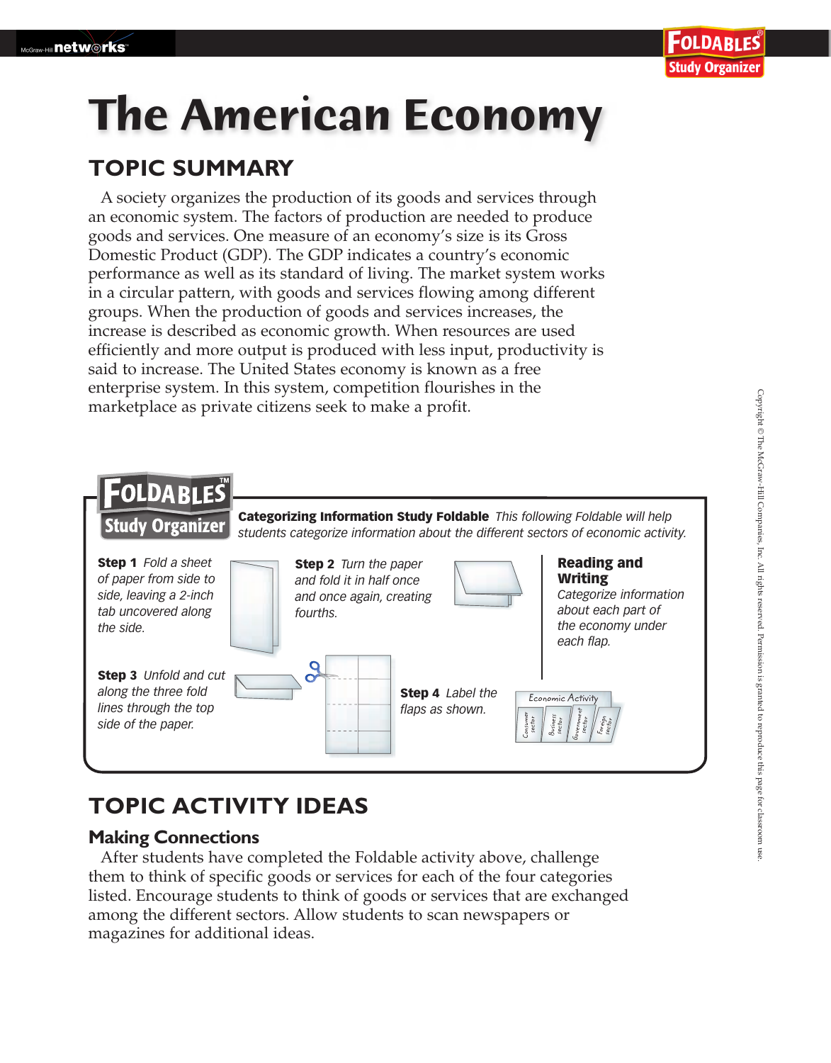# The American Economy

## TOPIC SUMMARY

A society organizes the production of its goods and services through an economic system. The factors of production are needed to produce goods and services. One measure of an economy's size is its Gross Domestic Product (GDP). The GDP indicates a country's economic performance as well as its standard of living. The market system works in a circular pattern, with goods and services flowing among different groups. When the production of goods and services increases, the increase is described as economic growth. When resources are used efficiently and more output is produced with less input, productivity is said to increase. The United States economy is known as a free enterprise system. In this system, competition flourishes in the marketplace as private citizens seek to make a profit.

**FOLDABLES Study Organizer**

**Categorizing Information Study Foldable** *This following Foldable will help students categorize information about the different sectors of economic activity.*

**Step 1** *Fold a sheet of paper from side to side, leaving a 2-inch tab uncovered along the side.*

**Step 2** *Turn the paper and fold it in half once and once again, creating fourths.*

**Step 3** *Unfold and cut along the three fold lines through the top side of the paper.*

**Step 4** *Label the flaps as shown.*

Economic Activity: Consumer sector, Business sector, Government sector, Foreign sector

**Reading and Writing**
*Categorize information about each part of the economy under each flap.*

## TOPIC ACTIVITY IDEAS

### Making Connections

After students have completed the Foldable activity above, challenge them to think of specific goods or services for each of the four categories listed. Encourage students to think of goods or services that are exchanged among the different sectors. Allow students to scan newspapers or magazines for additional ideas.

Copyright © The McGraw-Hill Companies, Inc. All rights reserved. Permission is granted to reproduce this page for classroom use.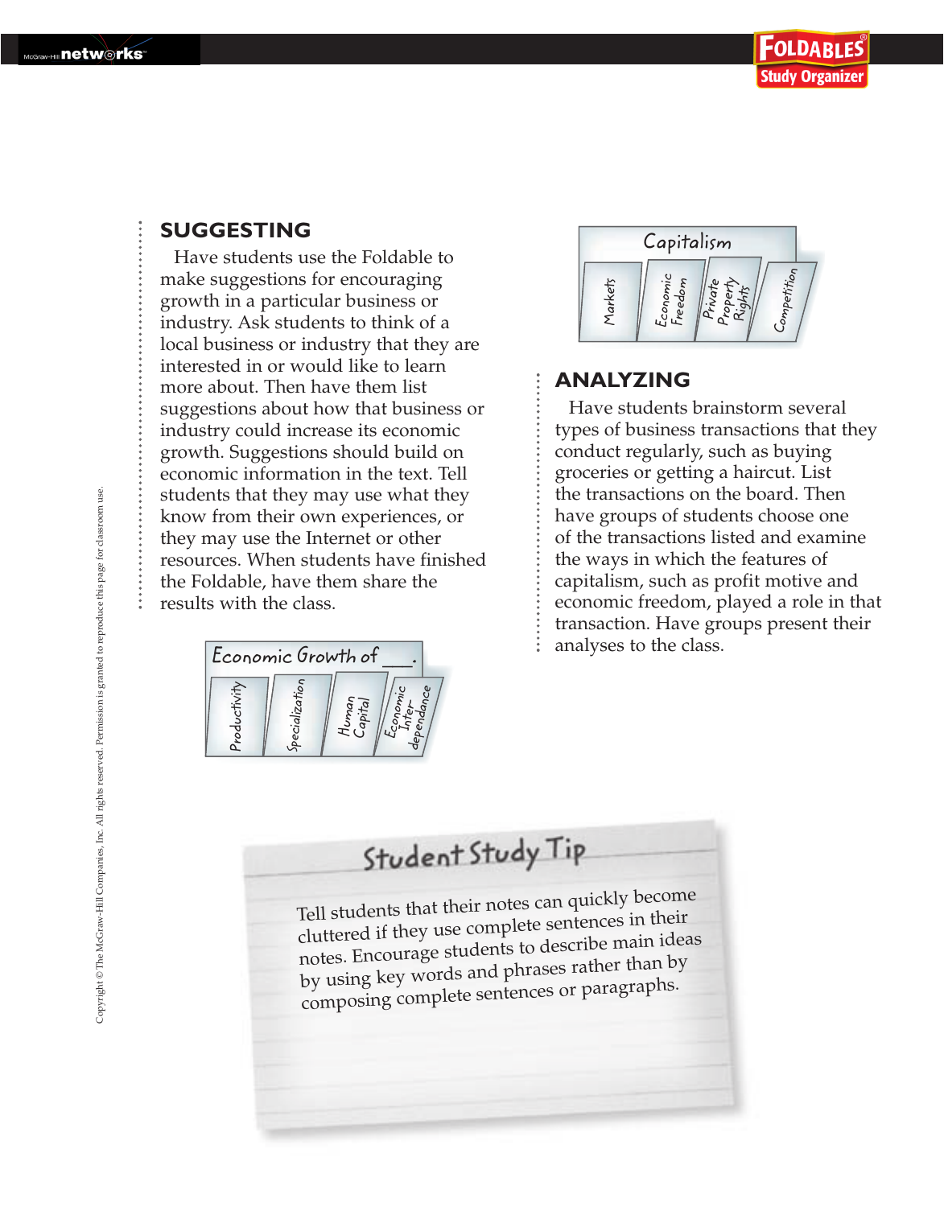## SUGGESTING

Have students use the Foldable to make suggestions for encouraging growth in a particular business or industry. Ask students to think of a local business or industry that they are interested in or would like to learn more about. Then have them list suggestions about how that business or industry could increase its economic growth. Suggestions should build on economic information in the text. Tell students that they may use what they know from their own experiences, or they may use the Internet or other resources. When students have finished the Foldable, have them share the results with the class.

Economic Growth of ___.

Productivity

Specialization

Human Capital

Economic Inter-dependance

Capitalism

Markets

Economic Freedom

Private Property Rights

Competition

## ANALYZING

Have students brainstorm several types of business transactions that they conduct regularly, such as buying groceries or getting a haircut. List the transactions on the board. Then have groups of students choose one of the transactions listed and examine the ways in which the features of capitalism, such as profit motive and economic freedom, played a role in that transaction. Have groups present their analyses to the class.

### Student Study Tip

Tell students that their notes can quickly become cluttered if they use complete sentences in their notes. Encourage students to describe main ideas by using key words and phrases rather than by composing complete sentences or paragraphs.